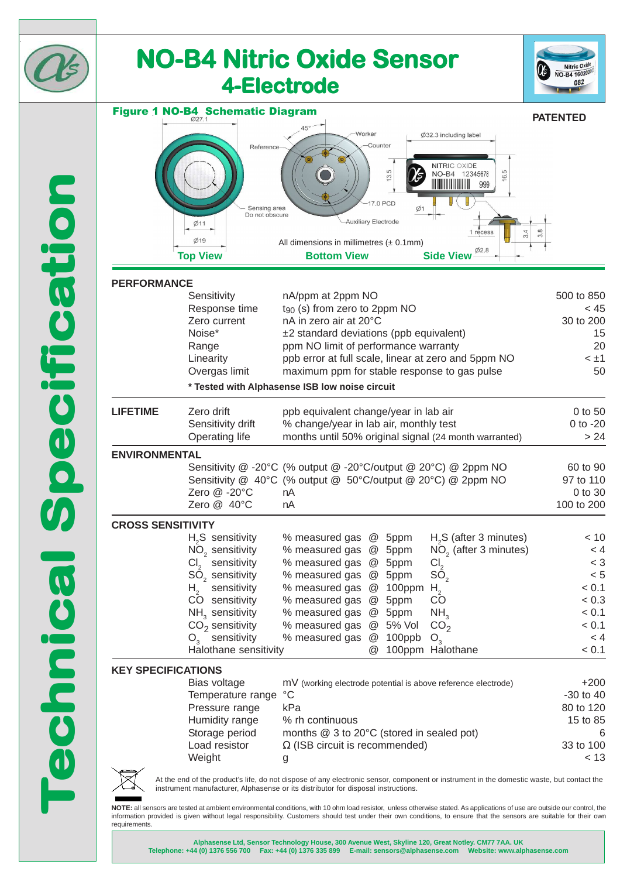# NO-B4 Nitric Oxide Sensor

## 4-Electrode

**Figure 1 NO-B4 Schematic Diagram**

**PATENTED**

All dimensions in millimetres (± 0.1mm)

Top View — Bottom View — Side View

## PERFORMANCE

| | | | |
|---|---|---|---|
| | Sensitivity | nA/ppm at 2ppm NO | 500 to 850 |
| | Response time | $t_{90}$ (s) from zero to 2ppm NO | < 45 |
| | Zero current | nA in zero air at 20°C | 30 to 200 |
| | Noise* | ±2 standard deviations (ppb equivalent) | 15 |
| | Range | ppm NO limit of performance warranty | 20 |
| | Linearity | ppb error at full scale, linear at zero and 5ppm NO | < ±1 |
| | Overgas limit | maximum ppm for stable response to gas pulse | 50 |

**\* Tested with Alphasense ISB low noise circuit**

## LIFETIME

| | | | |
|---|---|---|---|
| | Zero drift | ppb equivalent change/year in lab air | 0 to 50 |
| | Sensitivity drift | % change/year in lab air, monthly test | 0 to -20 |
| | Operating life | months until 50% original signal (24 month warranted) | > 24 |

## ENVIRONMENTAL

| | | | |
|---|---|---|---|
| | Sensitivity @ -20°C | (% output @ -20°C/output @ 20°C) @ 2ppm NO | 60 to 90 |
| | Sensitivity @ 40°C | (% output @ 50°C/output @ 20°C) @ 2ppm NO | 97 to 110 |
| | Zero @ -20°C | nA | 0 to 30 |
| | Zero @ 40°C | nA | 100 to 200 |

## CROSS SENSITIVITY

| | | | | | |
|---|---|---|---|---|---|
| | $H_2S$ sensitivity | % measured gas | @ 5ppm | $H_2S$ (after 3 minutes) | < 10 |
| | $NO_2$ sensitivity | % measured gas | @ 5ppm | $NO_2$ (after 3 minutes) | < 4 |
| | $Cl_2$ sensitivity | % measured gas | @ 5ppm | $Cl_2$ | < 3 |
| | $SO_2$ sensitivity | % measured gas | @ 5ppm | $SO_2$ | < 5 |
| | $H_2$ sensitivity | % measured gas | @ 100ppm | $H_2$ | < 0.1 |
| | CO sensitivity | % measured gas | @ 5ppm | CO | < 0.3 |
| | $NH_3$ sensitivity | % measured gas | @ 5ppm | $NH_3$ | < 0.1 |
| | $CO_2$ sensitivity | % measured gas | @ 5% Vol | $CO_2$ | < 0.1 |
| | $O_3$ sensitivity | % measured gas | @ 100ppb | $O_3$ | < 4 |
| | Halothane sensitivity | | @ 100ppm | Halothane | < 0.1 |

## KEY SPECIFICATIONS

| | | | |
|---|---|---|---|
| | Bias voltage | mV (working electrode potential is above reference electrode) | +200 |
| | Temperature range | °C | -30 to 40 |
| | Pressure range | kPa | 80 to 120 |
| | Humidity range | % rh continuous | 15 to 85 |
| | Storage period | months @ 3 to 20°C (stored in sealed pot) | 6 |
| | Load resistor | Ω (ISB circuit is recommended) | 33 to 100 |
| | Weight | g | < 13 |

At the end of the product's life, do not dispose of any electronic sensor, component or instrument in the domestic waste, but contact the instrument manufacturer, Alphasense or its distributor for disposal instructions.

**NOTE:** all sensors are tested at ambient environmental conditions, with 10 ohm load resistor, unless otherwise stated. As applications of use are outside our control, the information provided is given without legal responsibility. Customers should test under their own conditions, to ensure that the sensors are suitable for their own requirements.

**Alphasense Ltd, Sensor Technology House, 300 Avenue West, Skyline 120, Great Notley. CM77 7AA. UK**
**Telephone: +44 (0) 1376 556 700 Fax: +44 (0) 1376 335 899 E-mail: sensors@alphasense.com Website: www.alphasense.com**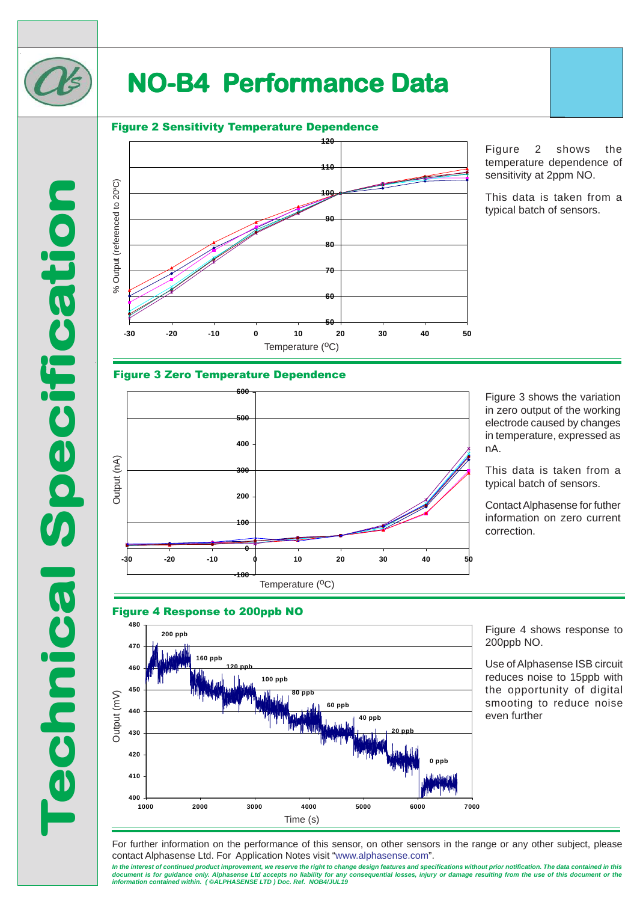# NO-B4 Performance Data

Technical Specification

## Figure 2 Sensitivity Temperature Dependence

% Output (referenced to 20°C)

120
110
100
90
80
70
60
50

-30 -20 -10 0 10 20 30 40 50

Temperature (°C)

Figure 2 shows the temperature dependence of sensitivity at 2ppm NO.

This data is taken from a typical batch of sensors.

## Figure 3 Zero Temperature Dependence

Output (nA)

600
500
400
300
200
100
0
-100

-30 -20 -10 0 10 20 30 40 50

Temperature (°C)

Figure 3 shows the variation in zero output of the working electrode caused by changes in temperature, expressed as nA.

This data is taken from a typical batch of sensors.

Contact Alphasense for futher information on zero current correction.

## Figure 4 Response to 200ppb NO

Output (mV)

480
470
460
450
440
430
420
410
400

1000 2000 3000 4000 5000 6000 7000

Time (s)

200 ppb
160 ppb
120 ppb
100 ppb
80 ppb
60 ppb
40 ppb
20 ppb
0 ppb

Figure 4 shows response to 200ppb NO.

Use of Alphasense ISB circuit reduces noise to 15ppb with the opportunity of digital smoothing to reduce noise even further

For further information on the performance of this sensor, on other sensors in the range or any other subject, please contact Alphasense Ltd. For Application Notes visit "www.alphasense.com".

*In the interest of continued product improvement, we reserve the right to change design features and specifications without prior notification. The data contained in this document is for guidance only. Alphasense Ltd accepts no liability for any consequential losses, injury or damage resulting from the use of this document or the information contained within. ( ©ALPHASENSE LTD ) Doc. Ref. NOB4/JUL19*